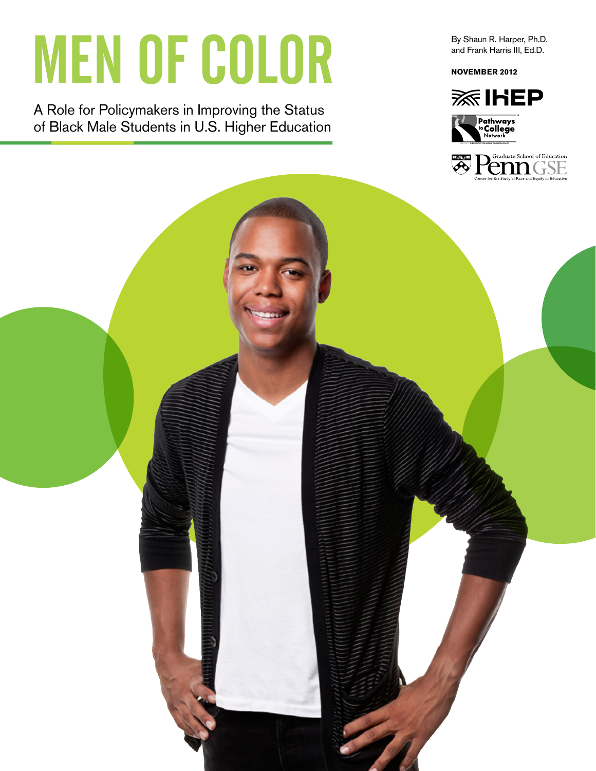# MEN OF COLOR

## A Role for Policymakers in Improving the Status of Black Male Students in U.S. Higher Education

By Shaun R. Harper, Ph.D. and Frank Harris III, Ed.D.

**NOVEMBER 2012**

IHEP

Pathways to College Network

Penn GSE Graduate School of Education
Center for the Study of Race and Equity in Education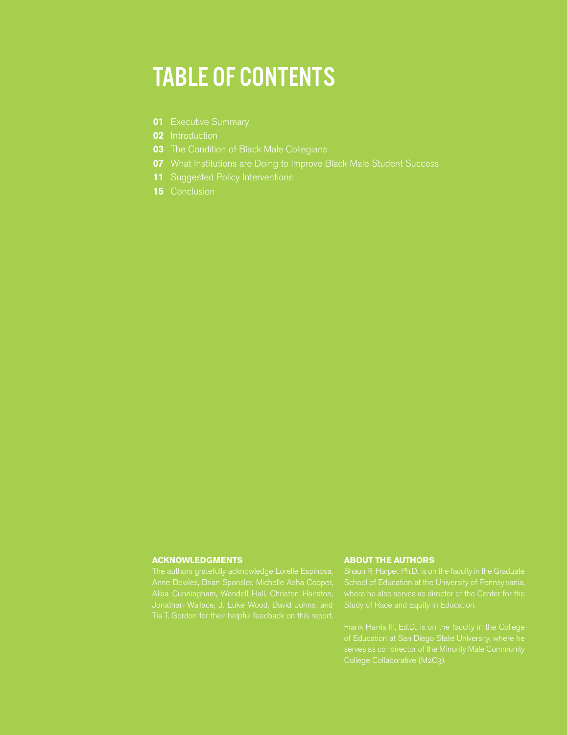# TABLE OF CONTENTS

**01** Executive Summary
**02** Introduction
**03** The Condition of Black Male Collegians
**07** What Institutions are Doing to Improve Black Male Student Success
**11** Suggested Policy Interventions
**15** Conclusion

**ACKNOWLEDGMENTS**

The authors gratefully acknowledge Lorelle Espinosa, Anne Bowles, Brian Sponsler, Michelle Asha Cooper, Alisa Cunningham, Wendell Hall, Christen Hairston, Jonathan Wallace, J. Luke Wood, David Johns, and Tia T. Gordon for their helpful feedback on this report.

**ABOUT THE AUTHORS**

Shaun R. Harper, Ph.D., is on the faculty in the Graduate School of Education at the University of Pennsylvania, where he also serves as director of the Center for the Study of Race and Equity in Education.

Frank Harris III, Ed.D., is on the faculty in the College of Education at San Diego State University, where he serves as co–director of the Minority Male Community College Collaborative (M2C3).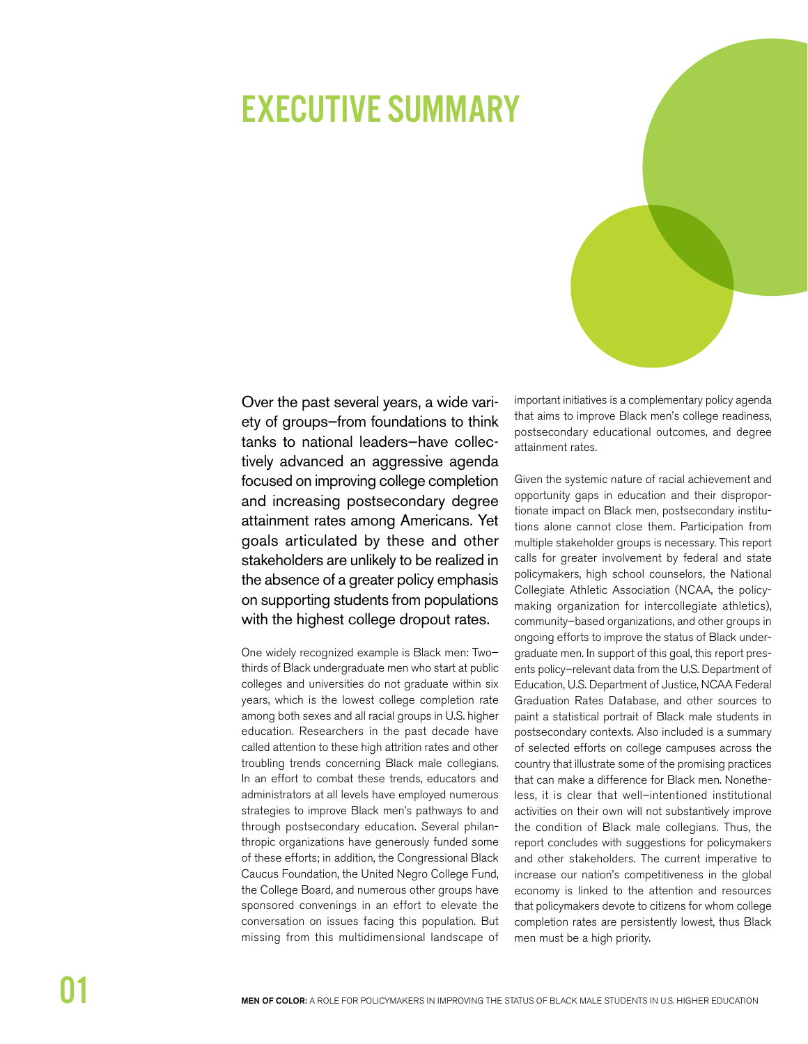# EXECUTIVE SUMMARY

Over the past several years, a wide variety of groups—from foundations to think tanks to national leaders—have collectively advanced an aggressive agenda focused on improving college completion and increasing postsecondary degree attainment rates among Americans. Yet goals articulated by these and other stakeholders are unlikely to be realized in the absence of a greater policy emphasis on supporting students from populations with the highest college dropout rates.

One widely recognized example is Black men: Two–thirds of Black undergraduate men who start at public colleges and universities do not graduate within six years, which is the lowest college completion rate among both sexes and all racial groups in U.S. higher education. Researchers in the past decade have called attention to these high attrition rates and other troubling trends concerning Black male collegians. In an effort to combat these trends, educators and administrators at all levels have employed numerous strategies to improve Black men's pathways to and through postsecondary education. Several philanthropic organizations have generously funded some of these efforts; in addition, the Congressional Black Caucus Foundation, the United Negro College Fund, the College Board, and numerous other groups have sponsored convenings in an effort to elevate the conversation on issues facing this population. But missing from this multidimensional landscape of important initiatives is a complementary policy agenda that aims to improve Black men's college readiness, postsecondary educational outcomes, and degree attainment rates.

Given the systemic nature of racial achievement and opportunity gaps in education and their disproportionate impact on Black men, postsecondary institutions alone cannot close them. Participation from multiple stakeholder groups is necessary. This report calls for greater involvement by federal and state policymakers, high school counselors, the National Collegiate Athletic Association (NCAA, the policy-making organization for intercollegiate athletics), community–based organizations, and other groups in ongoing efforts to improve the status of Black undergraduate men. In support of this goal, this report presents policy–relevant data from the U.S. Department of Education, U.S. Department of Justice, NCAA Federal Graduation Rates Database, and other sources to paint a statistical portrait of Black male students in postsecondary contexts. Also included is a summary of selected efforts on college campuses across the country that illustrate some of the promising practices that can make a difference for Black men. Nonetheless, it is clear that well–intentioned institutional activities on their own will not substantively improve the condition of Black male collegians. Thus, the report concludes with suggestions for policymakers and other stakeholders. The current imperative to increase our nation's competitiveness in the global economy is linked to the attention and resources that policymakers devote to citizens for whom college completion rates are persistently lowest, thus Black men must be a high priority.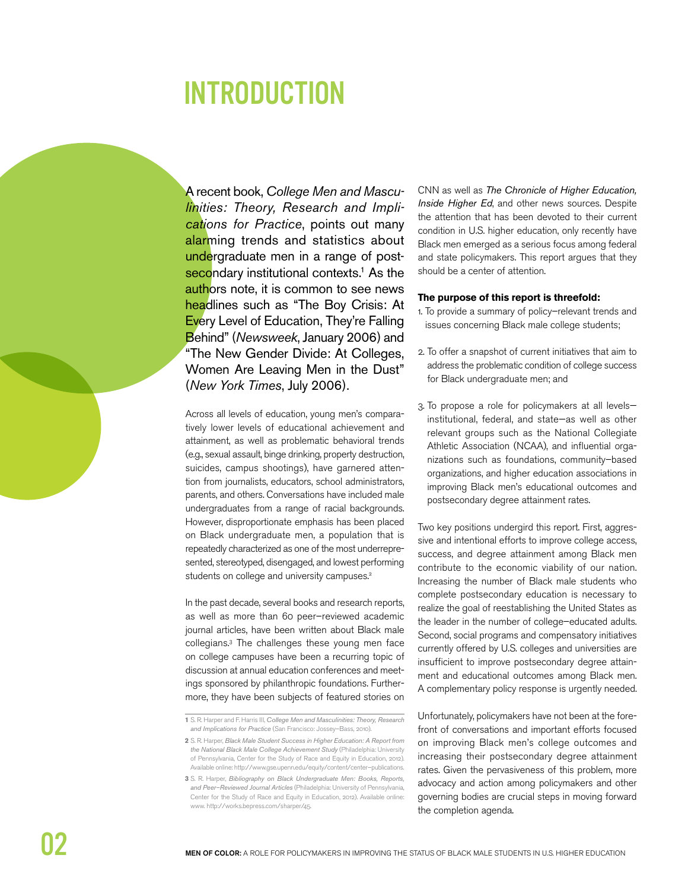# INTRODUCTION

A recent book, *College Men and Masculinities: Theory, Research and Implications for Practice*, points out many alarming trends and statistics about undergraduate men in a range of postsecondary institutional contexts.[1] As the authors note, it is common to see news headlines such as "The Boy Crisis: At Every Level of Education, They're Falling Behind" (*Newsweek*, January 2006) and "The New Gender Divide: At Colleges, Women Are Leaving Men in the Dust" (*New York Times*, July 2006).

Across all levels of education, young men's comparatively lower levels of educational achievement and attainment, as well as problematic behavioral trends (e.g., sexual assault, binge drinking, property destruction, suicides, campus shootings), have garnered attention from journalists, educators, school administrators, parents, and others. Conversations have included male undergraduates from a range of racial backgrounds. However, disproportionate emphasis has been placed on Black undergraduate men, a population that is repeatedly characterized as one of the most underrepresented, stereotyped, disengaged, and lowest performing students on college and university campuses.[2]

In the past decade, several books and research reports, as well as more than 60 peer–reviewed academic journal articles, have been written about Black male collegians.[3] The challenges these young men face on college campuses have been a recurring topic of discussion at annual education conferences and meetings sponsored by philanthropic foundations. Furthermore, they have been subjects of featured stories on CNN as well as *The Chronicle of Higher Education, Inside Higher Ed*, and other news sources. Despite the attention that has been devoted to their current condition in U.S. higher education, only recently have Black men emerged as a serious focus among federal and state policymakers. This report argues that they should be a center of attention.

**The purpose of this report is threefold:**

1. To provide a summary of policy–relevant trends and issues concerning Black male college students;
2. To offer a snapshot of current initiatives that aim to address the problematic condition of college success for Black undergraduate men; and
3. To propose a role for policymakers at all levels—institutional, federal, and state—as well as other relevant groups such as the National Collegiate Athletic Association (NCAA), and influential organizations such as foundations, community–based organizations, and higher education associations in improving Black men's educational outcomes and postsecondary degree attainment rates.

Two key positions undergird this report. First, aggressive and intentional efforts to improve college access, success, and degree attainment among Black men contribute to the economic viability of our nation. Increasing the number of Black male students who complete postsecondary education is necessary to realize the goal of reestablishing the United States as the leader in the number of college–educated adults. Second, social programs and compensatory initiatives currently offered by U.S. colleges and universities are insufficient to improve postsecondary degree attainment and educational outcomes among Black men. A complementary policy response is urgently needed.

Unfortunately, policymakers have not been at the forefront of conversations and important efforts focused on improving Black men's college outcomes and increasing their postsecondary degree attainment rates. Given the pervasiveness of this problem, more advocacy and action among policymakers and other governing bodies are crucial steps in moving forward the completion agenda.

---

**1** S. R. Harper and F. Harris III, *College Men and Masculinities: Theory, Research and Implications for Practice* (San Francisco: Jossey–Bass, 2010).

**2** S. R. Harper, *Black Male Student Success in Higher Education: A Report from the National Black Male College Achievement Study* (Philadelphia: University of Pennsylvania, Center for the Study of Race and Equity in Education, 2012). Available online: http://www.gse.upenn.edu/equity/content/center–publications.

**3** S. R. Harper, *Bibliography on Black Undergraduate Men: Books, Reports, and Peer–Reviewed Journal Articles* (Philadelphia: University of Pennsylvania, Center for the Study of Race and Equity in Education, 2012). Available online: www. http://works.bepress.com/sharper/45.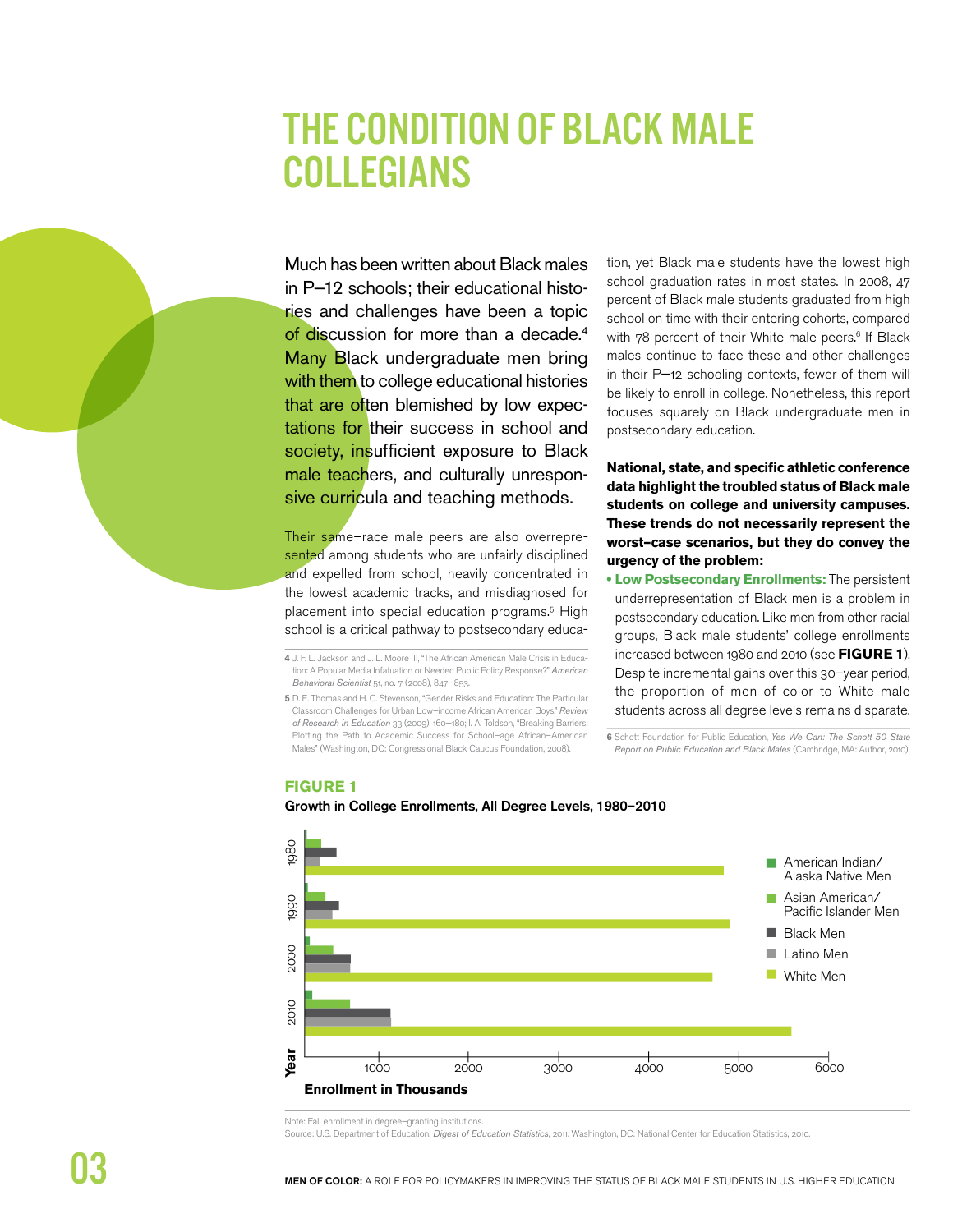# THE CONDITION OF BLACK MALE COLLEGIANS

Much has been written about Black males in P–12 schools; their educational histories and challenges have been a topic of discussion for more than a decade.[4] Many Black undergraduate men bring with them to college educational histories that are often blemished by low expectations for their success in school and society, insufficient exposure to Black male teachers, and culturally unresponsive curricula and teaching methods.

Their same–race male peers are also overrepresented among students who are unfairly disciplined and expelled from school, heavily concentrated in the lowest academic tracks, and misdiagnosed for placement into special education programs.[5] High school is a critical pathway to postsecondary education, yet Black male students have the lowest high school graduation rates in most states. In 2008, 47 percent of Black male students graduated from high school on time with their entering cohorts, compared with 78 percent of their White male peers.[6] If Black males continue to face these and other challenges in their P–12 schooling contexts, fewer of them will be likely to enroll in college. Nonetheless, this report focuses squarely on Black undergraduate men in postsecondary education.

**National, state, and specific athletic conference data highlight the troubled status of Black male students on college and university campuses. These trends do not necessarily represent the worst–case scenarios, but they do convey the urgency of the problem:**

- **Low Postsecondary Enrollments:** The persistent underrepresentation of Black men is a problem in postsecondary education. Like men from other racial groups, Black male students' college enrollments increased between 1980 and 2010 (see **FIGURE 1**). Despite incremental gains over this 30–year period, the proportion of men of color to White male students across all degree levels remains disparate.

4 J. F. L. Jackson and J. L. Moore III, "The African American Male Crisis in Education: A Popular Media Infatuation or Needed Public Policy Response?" *American Behavioral Scientist* 51, no. 7 (2008), 847–853.

5 D. E. Thomas and H. C. Stevenson, "Gender Risks and Education: The Particular Classroom Challenges for Urban Low–income African American Boys," *Review of Research in Education* 33 (2009), 160–180; I. A. Toldson, "Breaking Barriers: Plotting the Path to Academic Success for School–age African–American Males" (Washington, DC: Congressional Black Caucus Foundation, 2008).

6 Schott Foundation for Public Education, *Yes We Can: The Schott 50 State Report on Public Education and Black Males* (Cambridge, MA: Author, 2010).

**FIGURE 1**

**Growth in College Enrollments, All Degree Levels, 1980–2010**

Legend: American Indian/Alaska Native Men; Asian American/Pacific Islander Men; Black Men; Latino Men; White Men

Y-axis: Year (1980, 1990, 2000, 2010)

X-axis: Enrollment in Thousands (1000, 2000, 3000, 4000, 5000, 6000)

Note: Fall enrollment in degree–granting institutions.

Source: U.S. Department of Education. *Digest of Education Statistics*, 2011. Washington, DC: National Center for Education Statistics, 2010.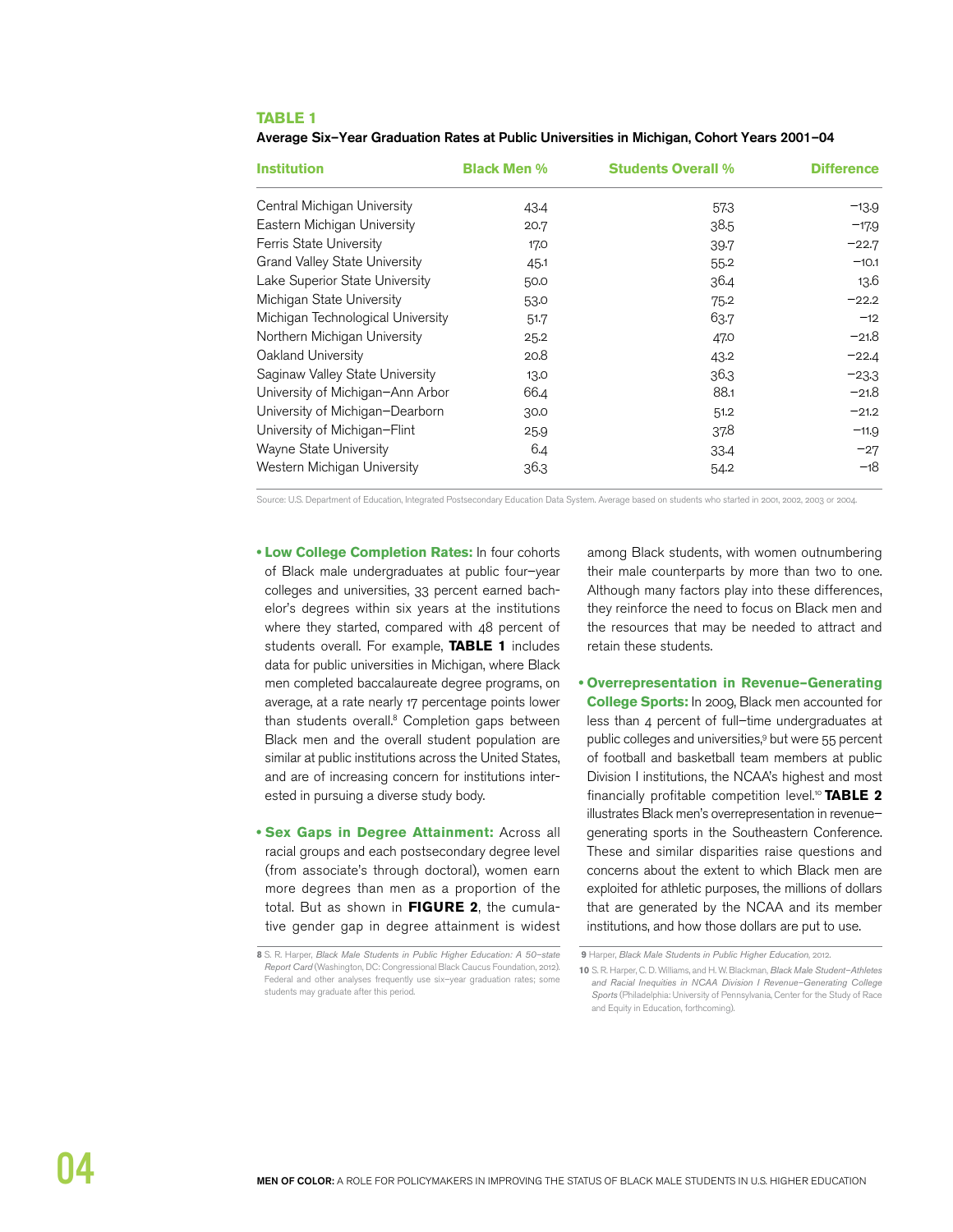**TABLE 1**

**Average Six–Year Graduation Rates at Public Universities in Michigan, Cohort Years 2001–04**

| Institution | Black Men % | Students Overall % | Difference |
|---|---|---|---|
| Central Michigan University | 43.4 | 57.3 | −13.9 |
| Eastern Michigan University | 20.7 | 38.5 | −17.9 |
| Ferris State University | 17.0 | 39.7 | −22.7 |
| Grand Valley State University | 45.1 | 55.2 | −10.1 |
| Lake Superior State University | 50.0 | 36.4 | 13.6 |
| Michigan State University | 53.0 | 75.2 | −22.2 |
| Michigan Technological University | 51.7 | 63.7 | −12 |
| Northern Michigan University | 25.2 | 47.0 | −21.8 |
| Oakland University | 20.8 | 43.2 | −22.4 |
| Saginaw Valley State University | 13.0 | 36.3 | −23.3 |
| University of Michigan–Ann Arbor | 66.4 | 88.1 | −21.8 |
| University of Michigan–Dearborn | 30.0 | 51.2 | −21.2 |
| University of Michigan–Flint | 25.9 | 37.8 | −11.9 |
| Wayne State University | 6.4 | 33.4 | −27 |
| Western Michigan University | 36.3 | 54.2 | −18 |

Source: U.S. Department of Education, Integrated Postsecondary Education Data System. Average based on students who started in 2001, 2002, 2003 or 2004.

- **Low College Completion Rates:** In four cohorts of Black male undergraduates at public four–year colleges and universities, 33 percent earned bachelor's degrees within six years at the institutions where they started, compared with 48 percent of students overall. For example, **TABLE 1** includes data for public universities in Michigan, where Black men completed baccalaureate degree programs, on average, at a rate nearly 17 percentage points lower than students overall.[8] Completion gaps between Black men and the overall student population are similar at public institutions across the United States, and are of increasing concern for institutions interested in pursuing a diverse study body.

- **Sex Gaps in Degree Attainment:** Across all racial groups and each postsecondary degree level (from associate's through doctoral), women earn more degrees than men as a proportion of the total. But as shown in **FIGURE 2**, the cumulative gender gap in degree attainment is widest among Black students, with women outnumbering their male counterparts by more than two to one. Although many factors play into these differences, they reinforce the need to focus on Black men and the resources that may be needed to attract and retain these students.

- **Overrepresentation in Revenue–Generating College Sports:** In 2009, Black men accounted for less than 4 percent of full–time undergraduates at public colleges and universities,[9] but were 55 percent of football and basketball team members at public Division I institutions, the NCAA's highest and most financially profitable competition level.[10] **TABLE 2** illustrates Black men's overrepresentation in revenue–generating sports in the Southeastern Conference. These and similar disparities raise questions and concerns about the extent to which Black men are exploited for athletic purposes, the millions of dollars that are generated by the NCAA and its member institutions, and how those dollars are put to use.

**8** S. R. Harper, *Black Male Students in Public Higher Education: A 50–state Report Card* (Washington, DC: Congressional Black Caucus Foundation, 2012). Federal and other analyses frequently use six–year graduation rates; some students may graduate after this period.

**9** Harper, *Black Male Students in Public Higher Education*, 2012.

**10** S. R. Harper, C. D. Williams, and H. W. Blackman, *Black Male Student–Athletes and Racial Inequities in NCAA Division I Revenue–Generating College Sports* (Philadelphia: University of Pennsylvania, Center for the Study of Race and Equity in Education, forthcoming).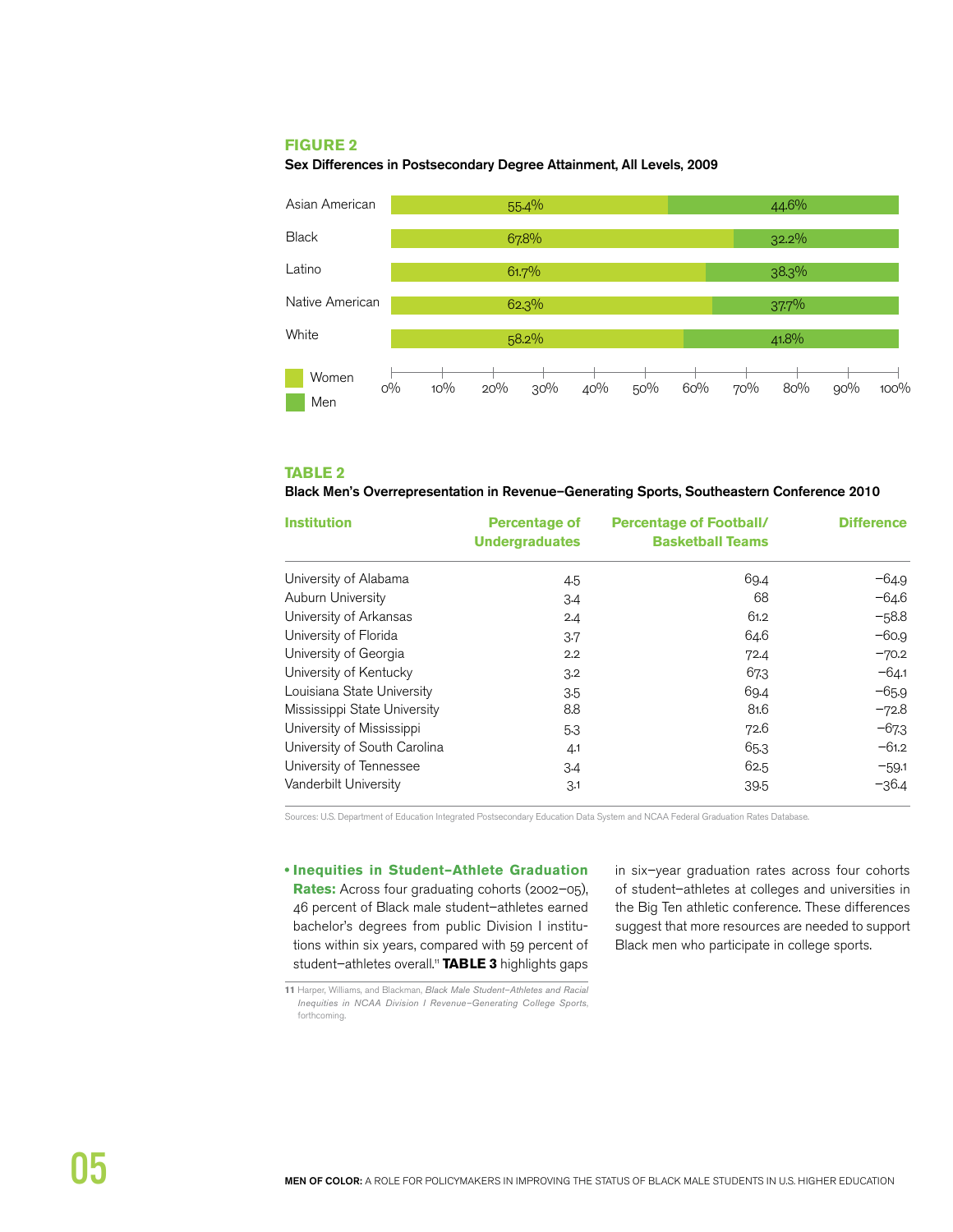**FIGURE 2**

**Sex Differences in Postsecondary Degree Attainment, All Levels, 2009**

| | Women | Men |
|---|---|---|
| Asian American | 55.4% | 44.6% |
| Black | 67.8% | 32.2% |
| Latino | 61.7% | 38.3% |
| Native American | 62.3% | 37.7% |
| White | 58.2% | 41.8% |

**TABLE 2**

**Black Men's Overrepresentation in Revenue–Generating Sports, Southeastern Conference 2010**

| Institution | Percentage of Undergraduates | Percentage of Football/ Basketball Teams | Difference |
|---|---|---|---|
| University of Alabama | 4.5 | 69.4 | −64.9 |
| Auburn University | 3.4 | 68 | −64.6 |
| University of Arkansas | 2.4 | 61.2 | −58.8 |
| University of Florida | 3.7 | 64.6 | −60.9 |
| University of Georgia | 2.2 | 72.4 | −70.2 |
| University of Kentucky | 3.2 | 67.3 | −64.1 |
| Louisiana State University | 3.5 | 69.4 | −65.9 |
| Mississippi State University | 8.8 | 81.6 | −72.8 |
| University of Mississippi | 5.3 | 72.6 | −67.3 |
| University of South Carolina | 4.1 | 65.3 | −61.2 |
| University of Tennessee | 3.4 | 62.5 | −59.1 |
| Vanderbilt University | 3.1 | 39.5 | −36.4 |

Sources: U.S. Department of Education Integrated Postsecondary Education Data System and NCAA Federal Graduation Rates Database.

- **Inequities in Student–Athlete Graduation Rates:** Across four graduating cohorts (2002–05), 46 percent of Black male student–athletes earned bachelor's degrees from public Division I institutions within six years, compared with 59 percent of student–athletes overall.[11] **TABLE 3** highlights gaps in six–year graduation rates across four cohorts of student–athletes at colleges and universities in the Big Ten athletic conference. These differences suggest that more resources are needed to support Black men who participate in college sports.

[11] Harper, Williams, and Blackman, *Black Male Student–Athletes and Racial Inequities in NCAA Division I Revenue–Generating College Sports,* forthcoming.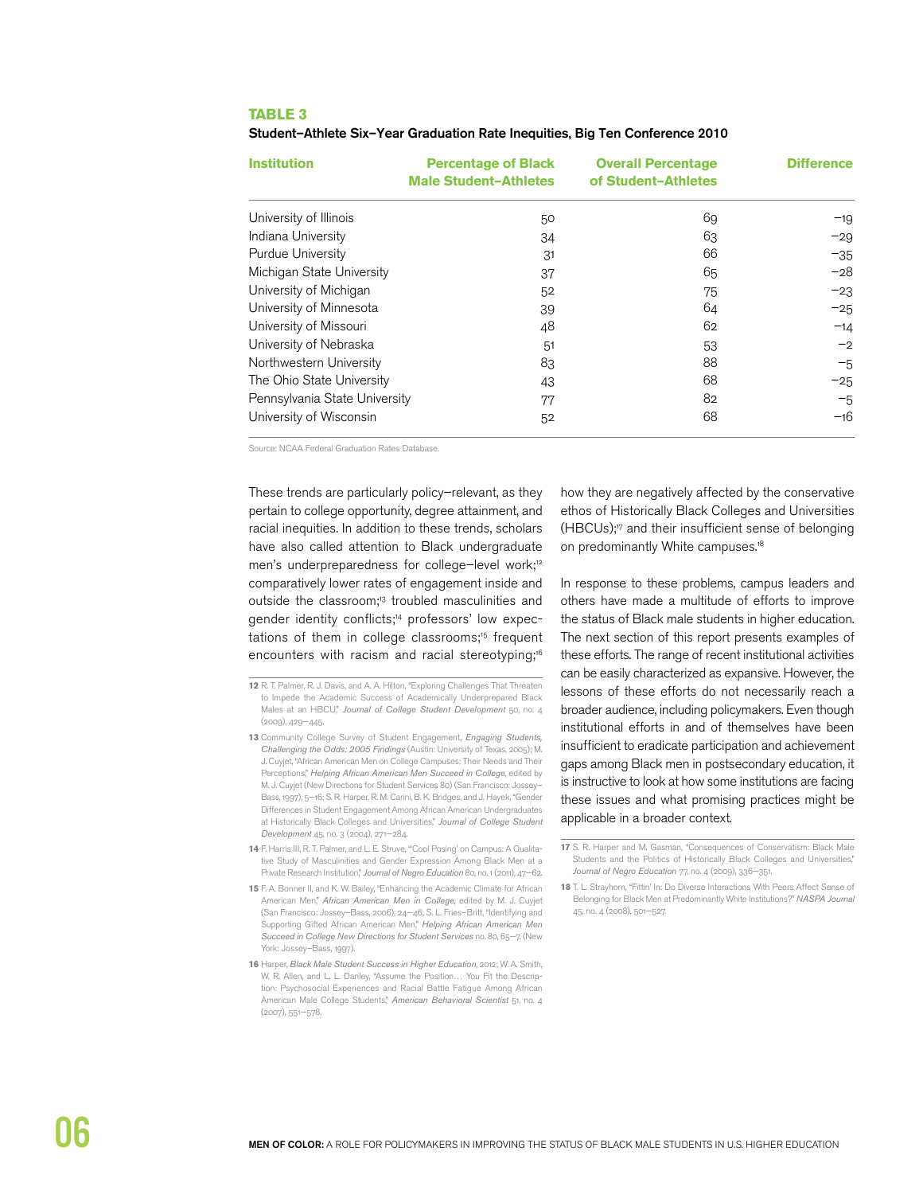**TABLE 3**

**Student–Athlete Six-Year Graduation Rate Inequities, Big Ten Conference 2010**

| Institution | Percentage of Black Male Student–Athletes | Overall Percentage of Student–Athletes | Difference |
|---|---|---|---|
| University of Illinois | 50 | 69 | −19 |
| Indiana University | 34 | 63 | −29 |
| Purdue University | 31 | 66 | −35 |
| Michigan State University | 37 | 65 | −28 |
| University of Michigan | 52 | 75 | −23 |
| University of Minnesota | 39 | 64 | −25 |
| University of Missouri | 48 | 62 | −14 |
| University of Nebraska | 51 | 53 | −2 |
| Northwestern University | 83 | 88 | −5 |
| The Ohio State University | 43 | 68 | −25 |
| Pennsylvania State University | 77 | 82 | −5 |
| University of Wisconsin | 52 | 68 | −16 |

Source: NCAA Federal Graduation Rates Database.

These trends are particularly policy–relevant, as they pertain to college opportunity, degree attainment, and racial inequities. In addition to these trends, scholars have also called attention to Black undergraduate men's underpreparedness for college–level work;[12] comparatively lower rates of engagement inside and outside the classroom;[13] troubled masculinities and gender identity conflicts;[14] professors' low expectations of them in college classrooms;[15] frequent encounters with racism and racial stereotyping;[16] how they are negatively affected by the conservative ethos of Historically Black Colleges and Universities (HBCUs);[17] and their insufficient sense of belonging on predominantly White campuses.[18]

In response to these problems, campus leaders and others have made a multitude of efforts to improve the status of Black male students in higher education. The next section of this report presents examples of these efforts. The range of recent institutional activities can be easily characterized as expansive. However, the lessons of these efforts do not necessarily reach a broader audience, including policymakers. Even though institutional efforts in and of themselves have been insufficient to eradicate participation and achievement gaps among Black men in postsecondary education, it is instructive to look at how some institutions are facing these issues and what promising practices might be applicable in a broader context.

**12** R. T. Palmer, R. J. Davis, and A. A. Hilton, "Exploring Challenges That Threaten to Impede the Academic Success of Academically Underprepared Black Males at an HBCU," *Journal of College Student Development* 50, no. 4 (2009), 429–445.

**13** Community College Survey of Student Engagement, *Engaging Students, Challenging the Odds: 2005 Findings* (Austin: University of Texas, 2005); M. J. Cuyjet, "African American Men on College Campuses: Their Needs and Their Perceptions," *Helping African American Men Succeed in College*, edited by M. J. Cuyjet (New Directions for Student Services 80) (San Francisco: Jossey–Bass, 1997), 5–16; S. R. Harper, R. M. Carini, B. K. Bridges, and J. Hayek, "Gender Differences in Student Engagement Among African American Undergraduates at Historically Black Colleges and Universities," *Journal of College Student Development* 45, no. 3 (2004), 271–284.

**14** F. Harris III, R. T. Palmer, and L. E. Struve, "'Cool Posing' on Campus: A Qualitative Study of Masculinities and Gender Expression Among Black Men at a Private Research Institution," *Journal of Negro Education* 80, no. 1 (2011), 47–62.

**15** F. A. Bonner II, and K. W. Bailey, "Enhancing the Academic Climate for African American Men," *African American Men in College*, edited by M. J. Cuyjet (San Francisco: Jossey–Bass, 2006), 24–46; S. L. Fries–Britt, "Identifying and Supporting Gifted African American Men," *Helping African American Men Succeed in College New Directions for Student Services* no. 80, 65–7. (New York: Jossey–Bass, 1997).

**16** Harper, *Black Male Student Success in Higher Education*, 2012; W. A. Smith, W. R. Allen, and L. L. Danley, "Assume the Position… You Fit the Description: Psychosocial Experiences and Racial Battle Fatigue Among African American Male College Students," *American Behavioral Scientist* 51, no. 4 (2007), 551–578.

**17** S. R. Harper and M. Gasman, "Consequences of Conservatism: Black Male Students and the Politics of Historically Black Colleges and Universities," *Journal of Negro Education* 77, no. 4 (2009), 336–351.

**18** T. L. Strayhorn, "Fittin' In: Do Diverse Interactions With Peers Affect Sense of Belonging for Black Men at Predominantly White Institutions?" *NASPA Journal* 45, no. 4 (2008), 501–527.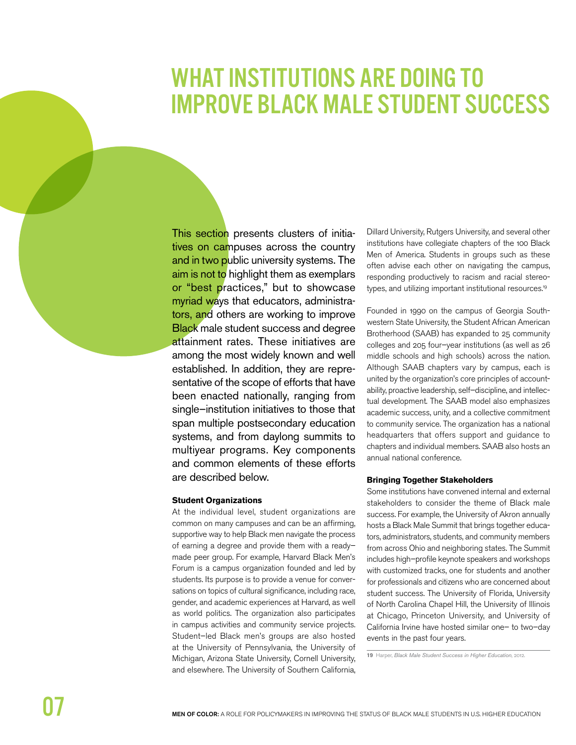# WHAT INSTITUTIONS ARE DOING TO IMPROVE BLACK MALE STUDENT SUCCESS

This section presents clusters of initiatives on campuses across the country and in two public university systems. The aim is not to highlight them as exemplars or "best practices," but to showcase myriad ways that educators, administrators, and others are working to improve Black male student success and degree attainment rates. These initiatives are among the most widely known and well established. In addition, they are representative of the scope of efforts that have been enacted nationally, ranging from single–institution initiatives to those that span multiple postsecondary education systems, and from daylong summits to multiyear programs. Key components and common elements of these efforts are described below.

### Student Organizations

At the individual level, student organizations are common on many campuses and can be an affirming, supportive way to help Black men navigate the process of earning a degree and provide them with a ready–made peer group. For example, Harvard Black Men's Forum is a campus organization founded and led by students. Its purpose is to provide a venue for conversations on topics of cultural significance, including race, gender, and academic experiences at Harvard, as well as world politics. The organization also participates in campus activities and community service projects. Student–led Black men's groups are also hosted at the University of Pennsylvania, the University of Michigan, Arizona State University, Cornell University, and elsewhere. The University of Southern California, Dillard University, Rutgers University, and several other institutions have collegiate chapters of the 100 Black Men of America. Students in groups such as these often advise each other on navigating the campus, responding productively to racism and racial stereotypes, and utilizing important institutional resources.[19]

Founded in 1990 on the campus of Georgia Southwestern State University, the Student African American Brotherhood (SAAB) has expanded to 25 community colleges and 205 four–year institutions (as well as 26 middle schools and high schools) across the nation. Although SAAB chapters vary by campus, each is united by the organization's core principles of accountability, proactive leadership, self–discipline, and intellectual development. The SAAB model also emphasizes academic success, unity, and a collective commitment to community service. The organization has a national headquarters that offers support and guidance to chapters and individual members. SAAB also hosts an annual national conference.

### Bringing Together Stakeholders

Some institutions have convened internal and external stakeholders to consider the theme of Black male success. For example, the University of Akron annually hosts a Black Male Summit that brings together educators, administrators, students, and community members from across Ohio and neighboring states. The Summit includes high–profile keynote speakers and workshops with customized tracks, one for students and another for professionals and citizens who are concerned about student success. The University of Florida, University of North Carolina Chapel Hill, the University of Illinois at Chicago, Princeton University, and University of California Irvine have hosted similar one– to two–day events in the past four years.

---

19 Harper, *Black Male Student Success in Higher Education*, 2012.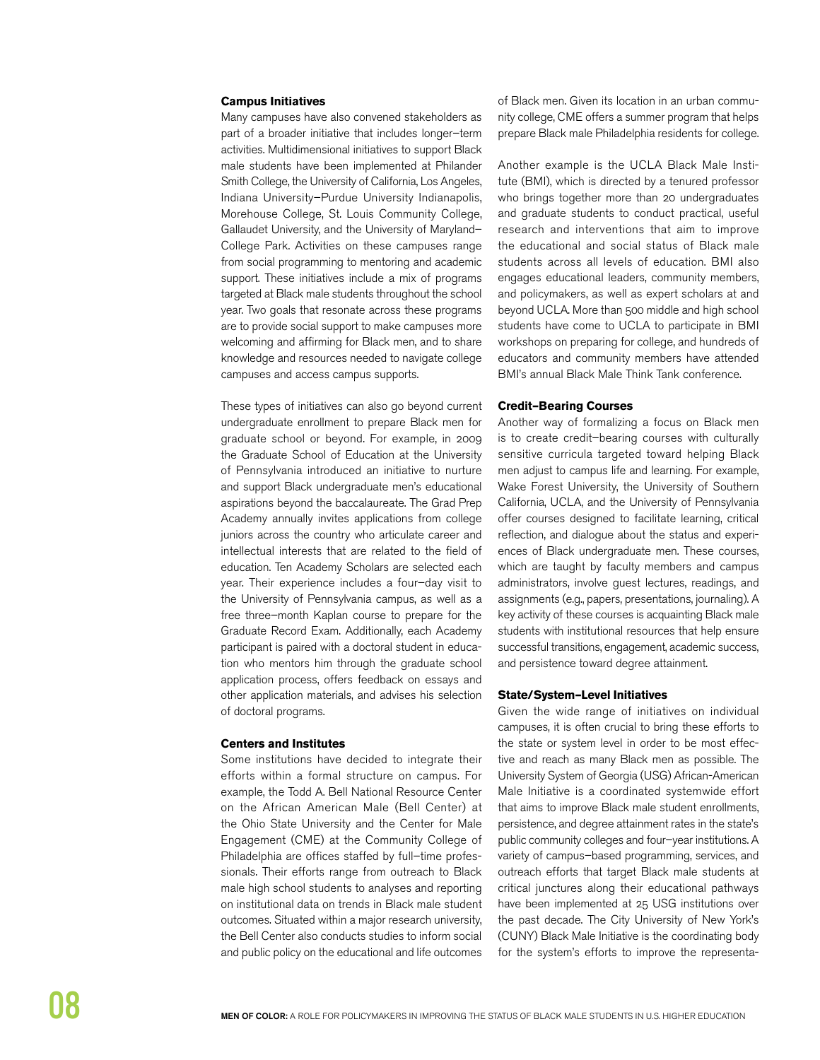### Campus Initiatives

Many campuses have also convened stakeholders as part of a broader initiative that includes longer–term activities. Multidimensional initiatives to support Black male students have been implemented at Philander Smith College, the University of California, Los Angeles, Indiana University–Purdue University Indianapolis, Morehouse College, St. Louis Community College, Gallaudet University, and the University of Maryland–College Park. Activities on these campuses range from social programming to mentoring and academic support. These initiatives include a mix of programs targeted at Black male students throughout the school year. Two goals that resonate across these programs are to provide social support to make campuses more welcoming and affirming for Black men, and to share knowledge and resources needed to navigate college campuses and access campus supports.

These types of initiatives can also go beyond current undergraduate enrollment to prepare Black men for graduate school or beyond. For example, in 2009 the Graduate School of Education at the University of Pennsylvania introduced an initiative to nurture and support Black undergraduate men's educational aspirations beyond the baccalaureate. The Grad Prep Academy annually invites applications from college juniors across the country who articulate career and intellectual interests that are related to the field of education. Ten Academy Scholars are selected each year. Their experience includes a four–day visit to the University of Pennsylvania campus, as well as a free three–month Kaplan course to prepare for the Graduate Record Exam. Additionally, each Academy participant is paired with a doctoral student in education who mentors him through the graduate school application process, offers feedback on essays and other application materials, and advises his selection of doctoral programs.

### Centers and Institutes

Some institutions have decided to integrate their efforts within a formal structure on campus. For example, the Todd A. Bell National Resource Center on the African American Male (Bell Center) at the Ohio State University and the Center for Male Engagement (CME) at the Community College of Philadelphia are offices staffed by full–time professionals. Their efforts range from outreach to Black male high school students to analyses and reporting on institutional data on trends in Black male student outcomes. Situated within a major research university, the Bell Center also conducts studies to inform social and public policy on the educational and life outcomes of Black men. Given its location in an urban community college, CME offers a summer program that helps prepare Black male Philadelphia residents for college.

Another example is the UCLA Black Male Institute (BMI), which is directed by a tenured professor who brings together more than 20 undergraduates and graduate students to conduct practical, useful research and interventions that aim to improve the educational and social status of Black male students across all levels of education. BMI also engages educational leaders, community members, and policymakers, as well as expert scholars at and beyond UCLA. More than 500 middle and high school students have come to UCLA to participate in BMI workshops on preparing for college, and hundreds of educators and community members have attended BMI's annual Black Male Think Tank conference.

### Credit–Bearing Courses

Another way of formalizing a focus on Black men is to create credit–bearing courses with culturally sensitive curricula targeted toward helping Black men adjust to campus life and learning. For example, Wake Forest University, the University of Southern California, UCLA, and the University of Pennsylvania offer courses designed to facilitate learning, critical reflection, and dialogue about the status and experiences of Black undergraduate men. These courses, which are taught by faculty members and campus administrators, involve guest lectures, readings, and assignments (e.g., papers, presentations, journaling). A key activity of these courses is acquainting Black male students with institutional resources that help ensure successful transitions, engagement, academic success, and persistence toward degree attainment.

### State/System–Level Initiatives

Given the wide range of initiatives on individual campuses, it is often crucial to bring these efforts to the state or system level in order to be most effective and reach as many Black men as possible. The University System of Georgia (USG) African-American Male Initiative is a coordinated systemwide effort that aims to improve Black male student enrollments, persistence, and degree attainment rates in the state's public community colleges and four–year institutions. A variety of campus–based programming, services, and outreach efforts that target Black male students at critical junctures along their educational pathways have been implemented at 25 USG institutions over the past decade. The City University of New York's (CUNY) Black Male Initiative is the coordinating body for the system's efforts to improve the representa-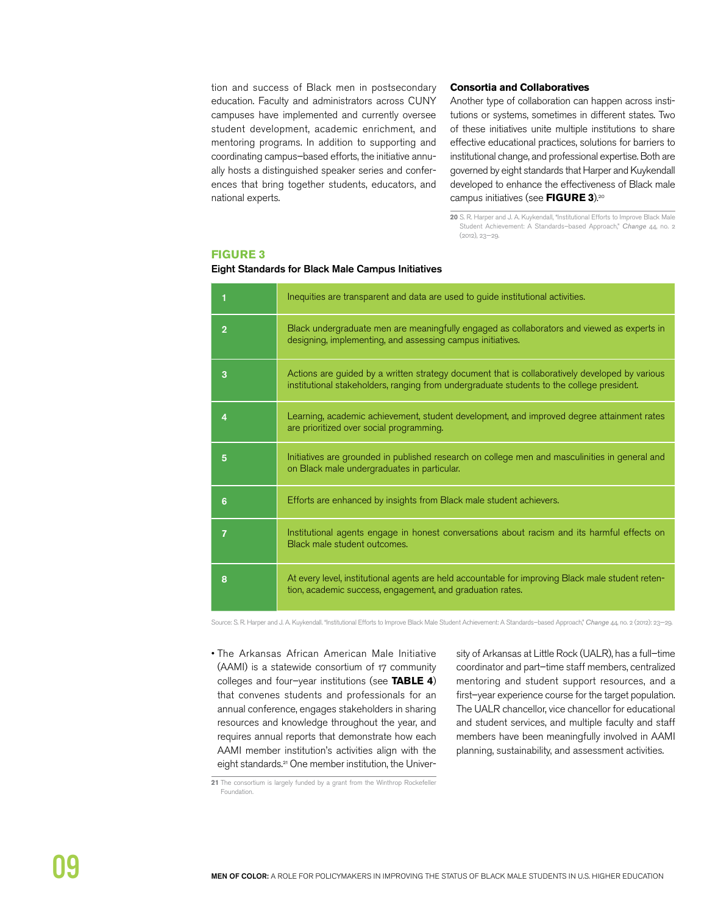tion and success of Black men in postsecondary education. Faculty and administrators across CUNY campuses have implemented and currently oversee student development, academic enrichment, and mentoring programs. In addition to supporting and coordinating campus–based efforts, the initiative annually hosts a distinguished speaker series and conferences that bring together students, educators, and national experts.

### Consortia and Collaboratives

Another type of collaboration can happen across institutions or systems, sometimes in different states. Two of these initiatives unite multiple institutions to share effective educational practices, solutions for barriers to institutional change, and professional expertise. Both are governed by eight standards that Harper and Kuykendall developed to enhance the effectiveness of Black male campus initiatives (see **FIGURE 3**).[20]

[20] S. R. Harper and J. A. Kuykendall, "Institutional Efforts to Improve Black Male Student Achievement: A Standards–based Approach," *Change* 44, no. 2 (2012), 23–29.

**FIGURE 3**

**Eight Standards for Black Male Campus Initiatives**

| | |
|---|---|
| 1 | Inequities are transparent and data are used to guide institutional activities. |
| 2 | Black undergraduate men are meaningfully engaged as collaborators and viewed as experts in designing, implementing, and assessing campus initiatives. |
| 3 | Actions are guided by a written strategy document that is collaboratively developed by various institutional stakeholders, ranging from undergraduate students to the college president. |
| 4 | Learning, academic achievement, student development, and improved degree attainment rates are prioritized over social programming. |
| 5 | Initiatives are grounded in published research on college men and masculinities in general and on Black male undergraduates in particular. |
| 6 | Efforts are enhanced by insights from Black male student achievers. |
| 7 | Institutional agents engage in honest conversations about racism and its harmful effects on Black male student outcomes. |
| 8 | At every level, institutional agents are held accountable for improving Black male student retention, academic success, engagement, and graduation rates. |

Source: S. R. Harper and J. A. Kuykendall. "Institutional Efforts to Improve Black Male Student Achievement: A Standards–based Approach," *Change* 44, no. 2 (2012): 23–29.

- The Arkansas African American Male Initiative (AAMI) is a statewide consortium of 17 community colleges and four–year institutions (see **TABLE 4**) that convenes students and professionals for an annual conference, engages stakeholders in sharing resources and knowledge throughout the year, and requires annual reports that demonstrate how each AAMI member institution's activities align with the eight standards.[21] One member institution, the University of Arkansas at Little Rock (UALR), has a full–time coordinator and part–time staff members, centralized mentoring and student support resources, and a first–year experience course for the target population. The UALR chancellor, vice chancellor for educational and student services, and multiple faculty and staff members have been meaningfully involved in AAMI planning, sustainability, and assessment activities.

[21] The consortium is largely funded by a grant from the Winthrop Rockefeller Foundation.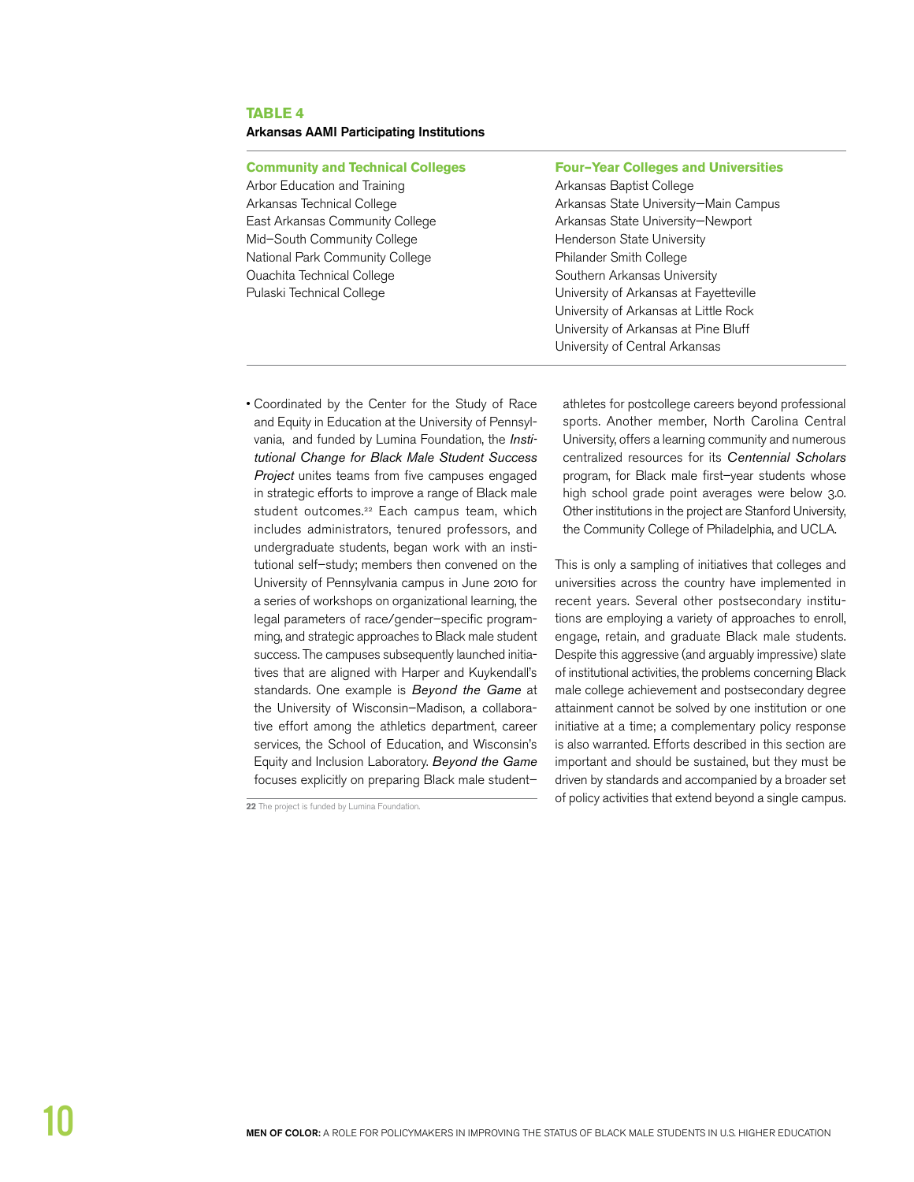**TABLE 4**
**Arkansas AAMI Participating Institutions**

| Community and Technical Colleges | Four–Year Colleges and Universities |
|---|---|
| Arbor Education and Training | Arkansas Baptist College |
| Arkansas Technical College | Arkansas State University—Main Campus |
| East Arkansas Community College | Arkansas State University—Newport |
| Mid–South Community College | Henderson State University |
| National Park Community College | Philander Smith College |
| Ouachita Technical College | Southern Arkansas University |
| Pulaski Technical College | University of Arkansas at Fayetteville |
| | University of Arkansas at Little Rock |
| | University of Arkansas at Pine Bluff |
| | University of Central Arkansas |

- Coordinated by the Center for the Study of Race and Equity in Education at the University of Pennsylvania, and funded by Lumina Foundation, the *Institutional Change for Black Male Student Success Project* unites teams from five campuses engaged in strategic efforts to improve a range of Black male student outcomes.[22] Each campus team, which includes administrators, tenured professors, and undergraduate students, began work with an institutional self–study; members then convened on the University of Pennsylvania campus in June 2010 for a series of workshops on organizational learning, the legal parameters of race/gender–specific programming, and strategic approaches to Black male student success. The campuses subsequently launched initiatives that are aligned with Harper and Kuykendall's standards. One example is *Beyond the Game* at the University of Wisconsin–Madison, a collaborative effort among the athletics department, career services, the School of Education, and Wisconsin's Equity and Inclusion Laboratory. *Beyond the Game* focuses explicitly on preparing Black male student–athletes for postcollege careers beyond professional sports. Another member, North Carolina Central University, offers a learning community and numerous centralized resources for its *Centennial Scholars* program, for Black male first–year students whose high school grade point averages were below 3.0. Other institutions in the project are Stanford University, the Community College of Philadelphia, and UCLA.

This is only a sampling of initiatives that colleges and universities across the country have implemented in recent years. Several other postsecondary institutions are employing a variety of approaches to enroll, engage, retain, and graduate Black male students. Despite this aggressive (and arguably impressive) slate of institutional activities, the problems concerning Black male college achievement and postsecondary degree attainment cannot be solved by one institution or one initiative at a time; a complementary policy response is also warranted. Efforts described in this section are important and should be sustained, but they must be driven by standards and accompanied by a broader set of policy activities that extend beyond a single campus.

[22] The project is funded by Lumina Foundation.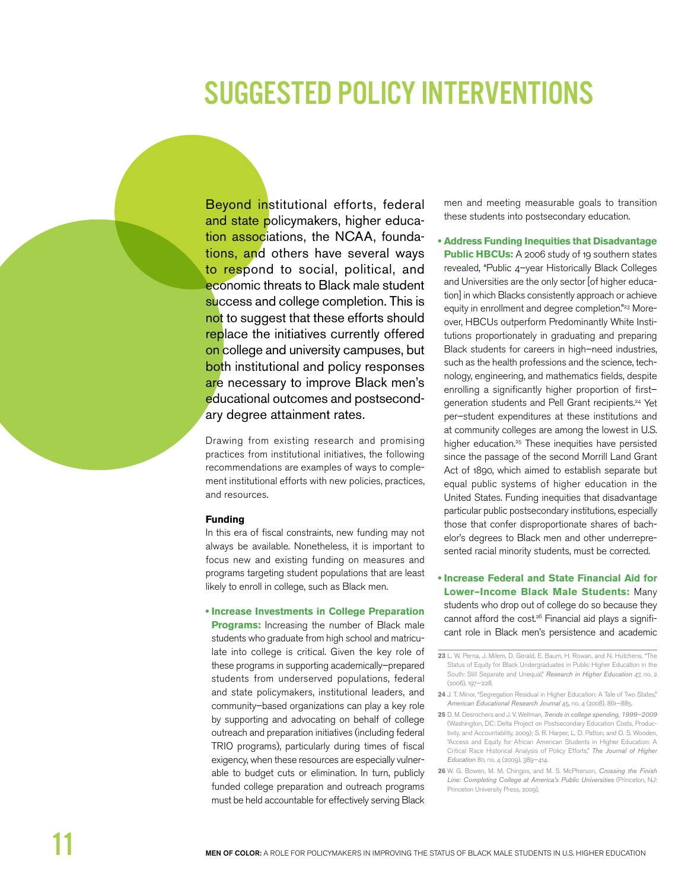# SUGGESTED POLICY INTERVENTIONS

Beyond institutional efforts, federal and state policymakers, higher education associations, the NCAA, foundations, and others have several ways to respond to social, political, and economic threats to Black male student success and college completion. This is not to suggest that these efforts should replace the initiatives currently offered on college and university campuses, but both institutional and policy responses are necessary to improve Black men's educational outcomes and postsecondary degree attainment rates.

Drawing from existing research and promising practices from institutional initiatives, the following recommendations are examples of ways to complement institutional efforts with new policies, practices, and resources.

**Funding**

In this era of fiscal constraints, new funding may not always be available. Nonetheless, it is important to focus new and existing funding on measures and programs targeting student populations that are least likely to enroll in college, such as Black men.

- **Increase Investments in College Preparation Programs:** Increasing the number of Black male students who graduate from high school and matriculate into college is critical. Given the key role of these programs in supporting academically–prepared students from underserved populations, federal and state policymakers, institutional leaders, and community–based organizations can play a key role by supporting and advocating on behalf of college outreach and preparation initiatives (including federal TRIO programs), particularly during times of fiscal exigency, when these resources are especially vulnerable to budget cuts or elimination. In turn, publicly funded college preparation and outreach programs must be held accountable for effectively serving Black men and meeting measurable goals to transition these students into postsecondary education.

- **Address Funding Inequities that Disadvantage Public HBCUs:** A 2006 study of 19 southern states revealed, "Public 4–year Historically Black Colleges and Universities are the only sector [of higher education] in which Blacks consistently approach or achieve equity in enrollment and degree completion."[23] Moreover, HBCUs outperform Predominantly White Institutions proportionately in graduating and preparing Black students for careers in high–need industries, such as the health professions and the science, technology, engineering, and mathematics fields, despite enrolling a significantly higher proportion of first–generation students and Pell Grant recipients.[24] Yet per–student expenditures at these institutions and at community colleges are among the lowest in U.S. higher education.[25] These inequities have persisted since the passage of the second Morrill Land Grant Act of 1890, which aimed to establish separate but equal public systems of higher education in the United States. Funding inequities that disadvantage particular public postsecondary institutions, especially those that confer disproportionate shares of bachelor's degrees to Black men and other underrepresented racial minority students, must be corrected.

- **Increase Federal and State Financial Aid for Lower–Income Black Male Students:** Many students who drop out of college do so because they cannot afford the cost.[26] Financial aid plays a significant role in Black men's persistence and academic

---

**23** L. W. Perna, J. Milem, D. Gerald, E. Baum, H. Rowan, and N. Hutchens, "The Status of Equity for Black Undergraduates in Public Higher Education in the South: Still Separate and Unequal," *Research in Higher Education* 47, no. 2 (2006), 197–228.

**24** J. T. Minor, "Segregation Residual in Higher Education: A Tale of Two States," *American Educational Research Journal* 45, no. 4 (2008), 861–885.

**25** D. M. Desrochers and J. V. Wellman, *Trends in college spending, 1999–2009* (Washington, DC: Delta Project on Postsecondary Education Costs, Productivity, and Accountability, 2009); S. R. Harper, L. D. Patton, and O. S. Wooden, "Access and Equity for African American Students in Higher Education: A Critical Race Historical Analysis of Policy Efforts," *The Journal of Higher Education* 80, no. 4 (2009), 389–414.

**26** W. G. Bowen, M. M. Chingos, and M. S. McPherson, *Crossing the Finish Line: Completing College at America's Public Universities* (Princeton, NJ: Princeton University Press, 2009).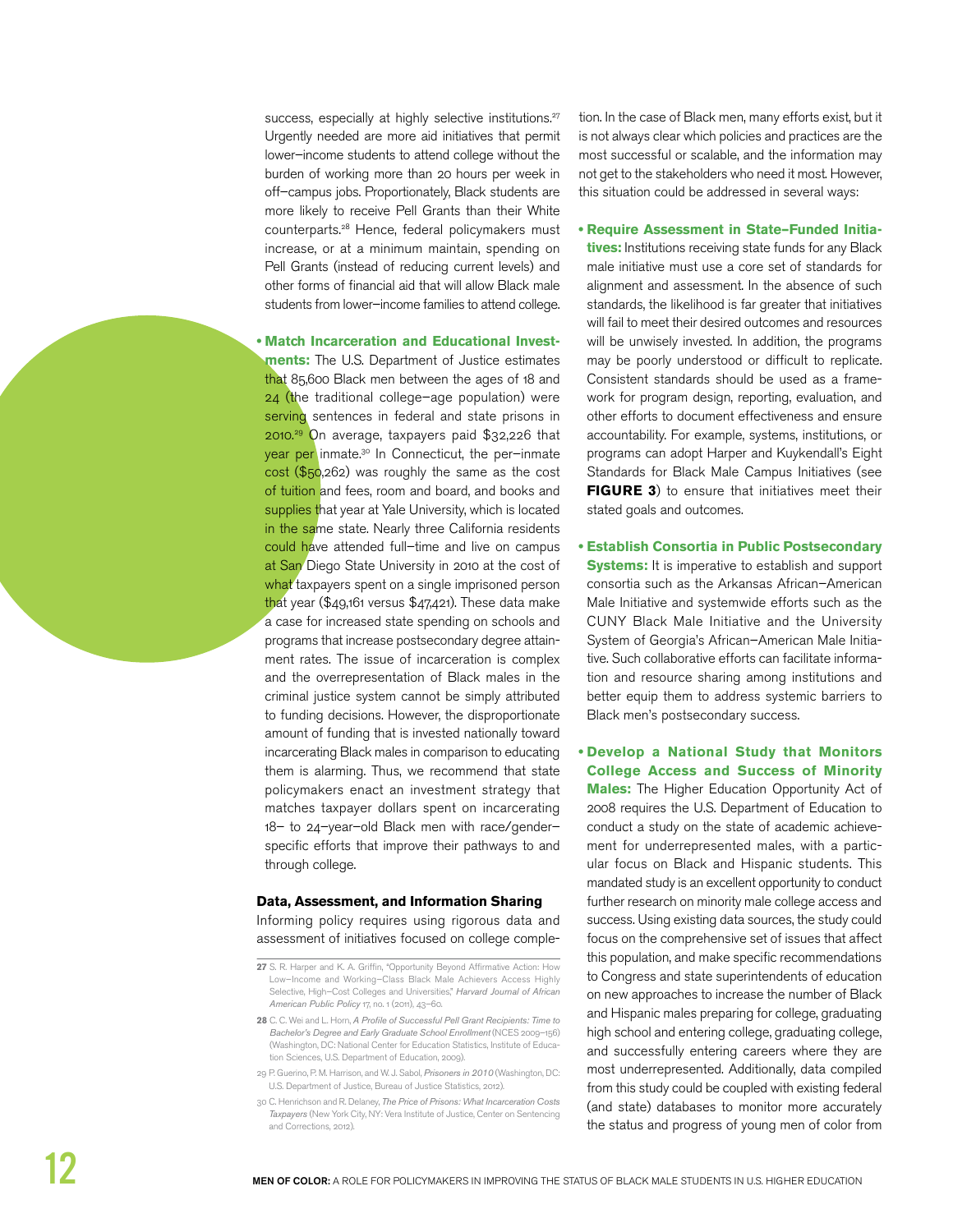success, especially at highly selective institutions.[27] Urgently needed are more aid initiatives that permit lower–income students to attend college without the burden of working more than 20 hours per week in off–campus jobs. Proportionately, Black students are more likely to receive Pell Grants than their White counterparts.[28] Hence, federal policymakers must increase, or at a minimum maintain, spending on Pell Grants (instead of reducing current levels) and other forms of financial aid that will allow Black male students from lower–income families to attend college.

- **Match Incarceration and Educational Investments:** The U.S. Department of Justice estimates that 85,600 Black men between the ages of 18 and 24 (the traditional college–age population) were serving sentences in federal and state prisons in 2010.[29] On average, taxpayers paid $32,226 that year per inmate.[30] In Connecticut, the per–inmate cost ($50,262) was roughly the same as the cost of tuition and fees, room and board, and books and supplies that year at Yale University, which is located in the same state. Nearly three California residents could have attended full–time and live on campus at San Diego State University in 2010 at the cost of what taxpayers spent on a single imprisoned person that year ($49,161 versus $47,421). These data make a case for increased state spending on schools and programs that increase postsecondary degree attainment rates. The issue of incarceration is complex and the overrepresentation of Black males in the criminal justice system cannot be simply attributed to funding decisions. However, the disproportionate amount of funding that is invested nationally toward incarcerating Black males in comparison to educating them is alarming. Thus, we recommend that state policymakers enact an investment strategy that matches taxpayer dollars spent on incarcerating 18– to 24–year–old Black men with race/gender–specific efforts that improve their pathways to and through college.

**Data, Assessment, and Information Sharing**

Informing policy requires using rigorous data and assessment of initiatives focused on college completion. In the case of Black men, many efforts exist, but it is not always clear which policies and practices are the most successful or scalable, and the information may not get to the stakeholders who need it most. However, this situation could be addressed in several ways:

- **Require Assessment in State–Funded Initiatives:** Institutions receiving state funds for any Black male initiative must use a core set of standards for alignment and assessment. In the absence of such standards, the likelihood is far greater that initiatives will fail to meet their desired outcomes and resources will be unwisely invested. In addition, the programs may be poorly understood or difficult to replicate. Consistent standards should be used as a framework for program design, reporting, evaluation, and other efforts to document effectiveness and ensure accountability. For example, systems, institutions, or programs can adopt Harper and Kuykendall's Eight Standards for Black Male Campus Initiatives (see **FIGURE 3**) to ensure that initiatives meet their stated goals and outcomes.

- **Establish Consortia in Public Postsecondary Systems:** It is imperative to establish and support consortia such as the Arkansas African–American Male Initiative and systemwide efforts such as the CUNY Black Male Initiative and the University System of Georgia's African–American Male Initiative. Such collaborative efforts can facilitate information and resource sharing among institutions and better equip them to address systemic barriers to Black men's postsecondary success.

- **Develop a National Study that Monitors College Access and Success of Minority Males:** The Higher Education Opportunity Act of 2008 requires the U.S. Department of Education to conduct a study on the state of academic achievement for underrepresented males, with a particular focus on Black and Hispanic students. This mandated study is an excellent opportunity to conduct further research on minority male college access and success. Using existing data sources, the study could focus on the comprehensive set of issues that affect this population, and make specific recommendations to Congress and state superintendents of education on new approaches to increase the number of Black and Hispanic males preparing for college, graduating high school and entering college, graduating college, and successfully entering careers where they are most underrepresented. Additionally, data compiled from this study could be coupled with existing federal (and state) databases to monitor more accurately the status and progress of young men of color from

---

27 S. R. Harper and K. A. Griffin, "Opportunity Beyond Affirmative Action: How Low–Income and Working–Class Black Male Achievers Access Highly Selective, High–Cost Colleges and Universities," *Harvard Journal of African American Public Policy* 17, no. 1 (2011), 43–60.

28 C. C. Wei and L. Horn, *A Profile of Successful Pell Grant Recipients: Time to Bachelor's Degree and Early Graduate School Enrollment* (NCES 2009–156) (Washington, DC: National Center for Education Statistics, Institute of Education Sciences, U.S. Department of Education, 2009).

29 P. Guerino, P. M. Harrison, and W. J. Sabol, *Prisoners in 2010* (Washington, DC: U.S. Department of Justice, Bureau of Justice Statistics, 2012).

30 C. Henrichson and R. Delaney, *The Price of Prisons: What Incarceration Costs Taxpayers* (New York City, NY: Vera Institute of Justice, Center on Sentencing and Corrections, 2012).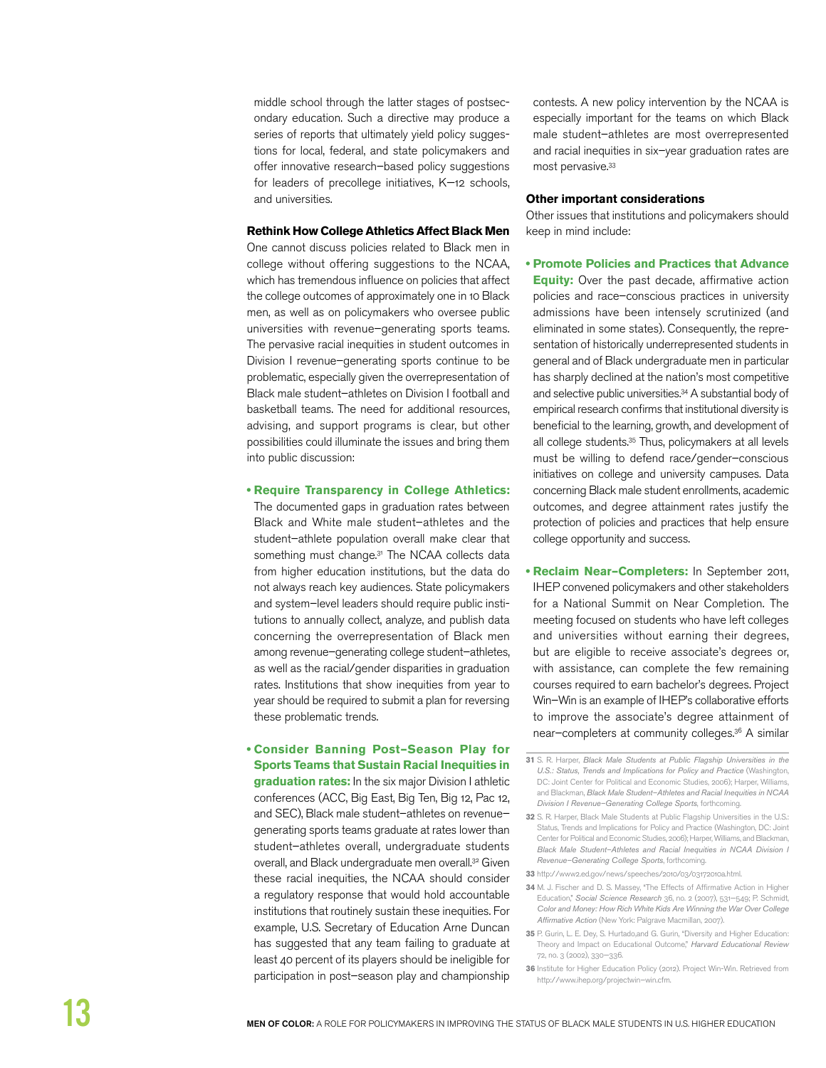middle school through the latter stages of postsecondary education. Such a directive may produce a series of reports that ultimately yield policy suggestions for local, federal, and state policymakers and offer innovative research–based policy suggestions for leaders of precollege initiatives, K–12 schools, and universities.

**Rethink How College Athletics Affect Black Men**

One cannot discuss policies related to Black men in college without offering suggestions to the NCAA, which has tremendous influence on policies that affect the college outcomes of approximately one in 10 Black men, as well as on policymakers who oversee public universities with revenue–generating sports teams. The pervasive racial inequities in student outcomes in Division I revenue–generating sports continue to be problematic, especially given the overrepresentation of Black male student–athletes on Division I football and basketball teams. The need for additional resources, advising, and support programs is clear, but other possibilities could illuminate the issues and bring them into public discussion:

- **Require Transparency in College Athletics:** The documented gaps in graduation rates between Black and White male student–athletes and the student–athlete population overall make clear that something must change.[31] The NCAA collects data from higher education institutions, but the data do not always reach key audiences. State policymakers and system–level leaders should require public institutions to annually collect, analyze, and publish data concerning the overrepresentation of Black men among revenue–generating college student–athletes, as well as the racial/gender disparities in graduation rates. Institutions that show inequities from year to year should be required to submit a plan for reversing these problematic trends.

- **Consider Banning Post–Season Play for Sports Teams that Sustain Racial Inequities in graduation rates:** In the six major Division I athletic conferences (ACC, Big East, Big Ten, Big 12, Pac 12, and SEC), Black male student–athletes on revenue–generating sports teams graduate at rates lower than student–athletes overall, undergraduate students overall, and Black undergraduate men overall.[32] Given these racial inequities, the NCAA should consider a regulatory response that would hold accountable institutions that routinely sustain these inequities. For example, U.S. Secretary of Education Arne Duncan has suggested that any team failing to graduate at least 40 percent of its players should be ineligible for participation in post–season play and championship contests. A new policy intervention by the NCAA is especially important for the teams on which Black male student–athletes are most overrepresented and racial inequities in six–year graduation rates are most pervasive.[33]

**Other important considerations**

Other issues that institutions and policymakers should keep in mind include:

- **Promote Policies and Practices that Advance Equity:** Over the past decade, affirmative action policies and race–conscious practices in university admissions have been intensely scrutinized (and eliminated in some states). Consequently, the representation of historically underrepresented students in general and of Black undergraduate men in particular has sharply declined at the nation's most competitive and selective public universities.[34] A substantial body of empirical research confirms that institutional diversity is beneficial to the learning, growth, and development of all college students.[35] Thus, policymakers at all levels must be willing to defend race/gender–conscious initiatives on college and university campuses. Data concerning Black male student enrollments, academic outcomes, and degree attainment rates justify the protection of policies and practices that help ensure college opportunity and success.

- **Reclaim Near–Completers:** In September 2011, IHEP convened policymakers and other stakeholders for a National Summit on Near Completion. The meeting focused on students who have left colleges and universities without earning their degrees, but are eligible to receive associate's degrees or, with assistance, can complete the few remaining courses required to earn bachelor's degrees. Project Win–Win is an example of IHEP's collaborative efforts to improve the associate's degree attainment of near–completers at community colleges.[36] A similar

---

**31** S. R. Harper, *Black Male Students at Public Flagship Universities in the U.S.: Status, Trends and Implications for Policy and Practice* (Washington, DC: Joint Center for Political and Economic Studies, 2006); Harper, Williams, and Blackman, *Black Male Student–Athletes and Racial Inequities in NCAA Division I Revenue–Generating College Sports*, forthcoming.

**32** S. R. Harper, Black Male Students at Public Flagship Universities in the U.S.: Status, Trends and Implications for Policy and Practice (Washington, DC: Joint Center for Political and Economic Studies, 2006); Harper, Williams, and Blackman, *Black Male Student–Athletes and Racial Inequities in NCAA Division I Revenue–Generating College Sports*, forthcoming.

**33** http://www2.ed.gov/news/speeches/2010/03/03172010a.html.

**34** M. J. Fischer and D. S. Massey, "The Effects of Affirmative Action in Higher Education," *Social Science Research* 36, no. 2 (2007), 531–549; P. Schmidt, *Color and Money: How Rich White Kids Are Winning the War Over College Affirmative Action* (New York: Palgrave Macmillan, 2007).

**35** P. Gurin, L. E. Dey, S. Hurtado,and G. Gurin, "Diversity and Higher Education: Theory and Impact on Educational Outcome," *Harvard Educational Review* 72, no. 3 (2002), 330–336.

**36** Institute for Higher Education Policy (2012). Project Win-Win. Retrieved from http://www.ihep.org/projectwin–win.cfm.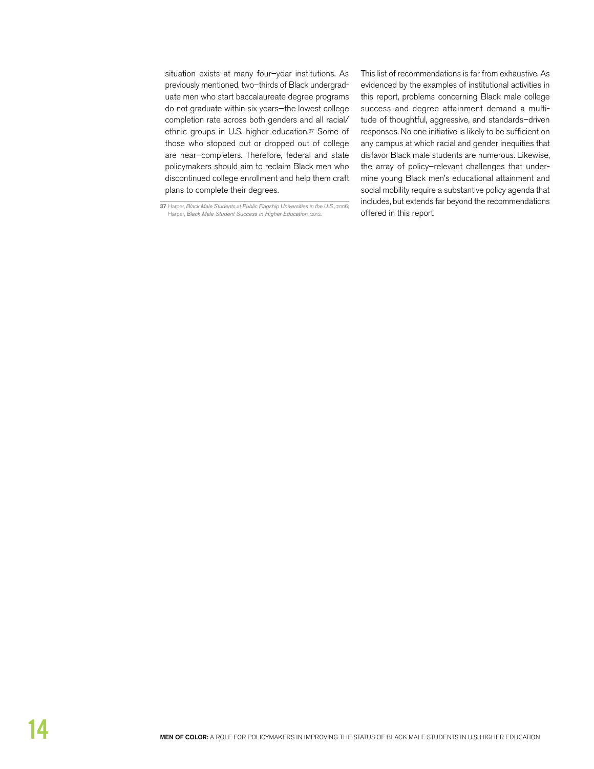situation exists at many four–year institutions. As previously mentioned, two–thirds of Black undergraduate men who start baccalaureate degree programs do not graduate within six years—the lowest college completion rate across both genders and all racial/ethnic groups in U.S. higher education.[37] Some of those who stopped out or dropped out of college are near–completers. Therefore, federal and state policymakers should aim to reclaim Black men who discontinued college enrollment and help them craft plans to complete their degrees.

This list of recommendations is far from exhaustive. As evidenced by the examples of institutional activities in this report, problems concerning Black male college success and degree attainment demand a multitude of thoughtful, aggressive, and standards–driven responses. No one initiative is likely to be sufficient on any campus at which racial and gender inequities that disfavor Black male students are numerous. Likewise, the array of policy–relevant challenges that undermine young Black men's educational attainment and social mobility require a substantive policy agenda that includes, but extends far beyond the recommendations offered in this report.

---

**37** Harper, *Black Male Students at Public Flagship Universities in the U.S.*, 2006; Harper, *Black Male Student Success in Higher Education*, 2012.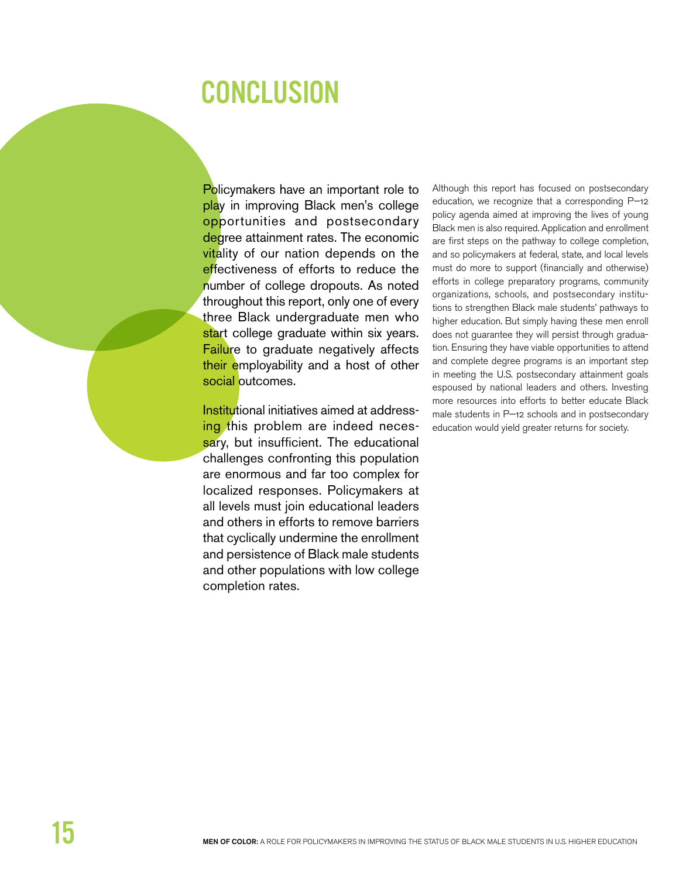# CONCLUSION

Policymakers have an important role to play in improving Black men's college opportunities and postsecondary degree attainment rates. The economic vitality of our nation depends on the effectiveness of efforts to reduce the number of college dropouts. As noted throughout this report, only one of every three Black undergraduate men who start college graduate within six years. Failure to graduate negatively affects their employability and a host of other social outcomes.

Institutional initiatives aimed at addressing this problem are indeed necessary, but insufficient. The educational challenges confronting this population are enormous and far too complex for localized responses. Policymakers at all levels must join educational leaders and others in efforts to remove barriers that cyclically undermine the enrollment and persistence of Black male students and other populations with low college completion rates.

Although this report has focused on postsecondary education, we recognize that a corresponding P–12 policy agenda aimed at improving the lives of young Black men is also required. Application and enrollment are first steps on the pathway to college completion, and so policymakers at federal, state, and local levels must do more to support (financially and otherwise) efforts in college preparatory programs, community organizations, schools, and postsecondary institutions to strengthen Black male students' pathways to higher education. But simply having these men enroll does not guarantee they will persist through graduation. Ensuring they have viable opportunities to attend and complete degree programs is an important step in meeting the U.S. postsecondary attainment goals espoused by national leaders and others. Investing more resources into efforts to better educate Black male students in P–12 schools and in postsecondary education would yield greater returns for society.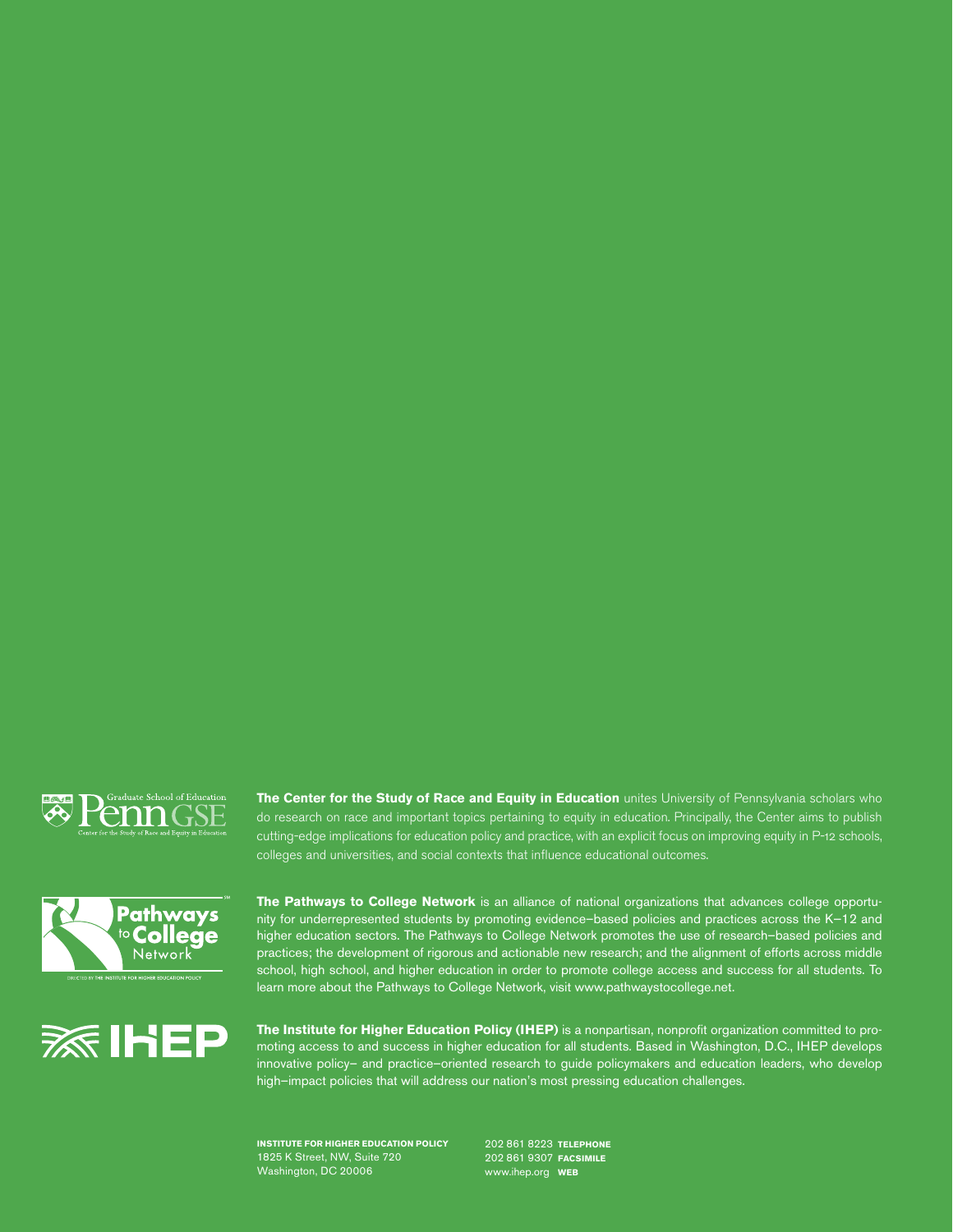**The Center for the Study of Race and Equity in Education** unites University of Pennsylvania scholars who do research on race and important topics pertaining to equity in education. Principally, the Center aims to publish cutting-edge implications for education policy and practice, with an explicit focus on improving equity in P-12 schools, colleges and universities, and social contexts that influence educational outcomes.

**The Pathways to College Network** is an alliance of national organizations that advances college opportunity for underrepresented students by promoting evidence–based policies and practices across the K–12 and higher education sectors. The Pathways to College Network promotes the use of research–based policies and practices; the development of rigorous and actionable new research; and the alignment of efforts across middle school, high school, and higher education in order to promote college access and success for all students. To learn more about the Pathways to College Network, visit www.pathwaystocollege.net.

**The Institute for Higher Education Policy (IHEP)** is a nonpartisan, nonprofit organization committed to promoting access to and success in higher education for all students. Based in Washington, D.C., IHEP develops innovative policy– and practice–oriented research to guide policymakers and education leaders, who develop high–impact policies that will address our nation's most pressing education challenges.

**INSTITUTE FOR HIGHER EDUCATION POLICY**
1825 K Street, NW, Suite 720
Washington, DC 20006

202 861 8223 **TELEPHONE**
202 861 9307 **FACSIMILE**
www.ihep.org **WEB**